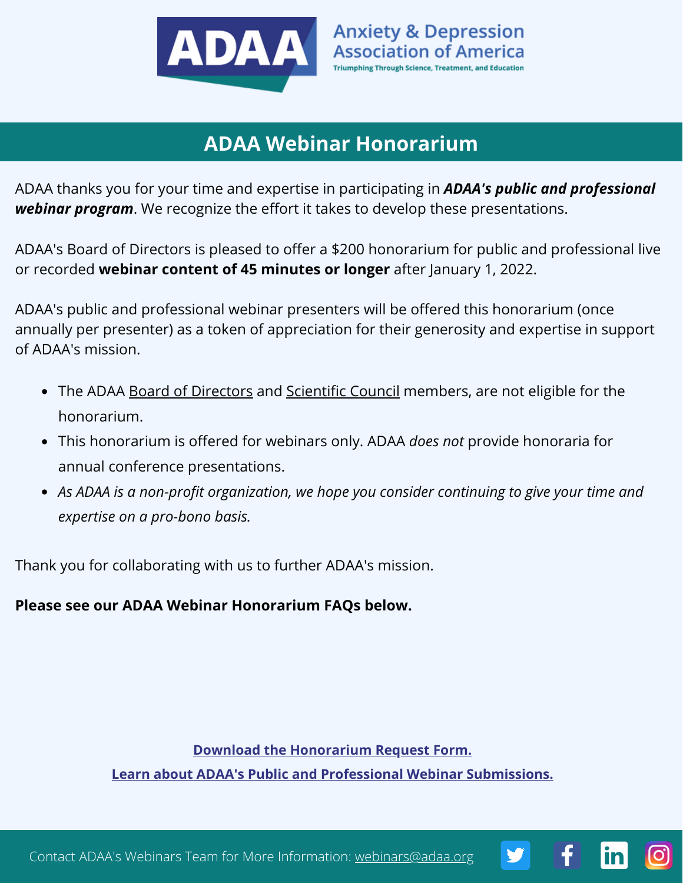Anxiety & Depression Association of America

Triumphing Through Science, Treatment, and Education

# ADAA Webinar Honorarium

ADAA thanks you for your time and expertise in participating in ***ADAA's public and professional webinar program***. We recognize the effort it takes to develop these presentations.

ADAA's Board of Directors is pleased to offer a $200 honorarium for public and professional live or recorded **webinar content of 45 minutes or longer** after January 1, 2022.

ADAA's public and professional webinar presenters will be offered this honorarium (once annually per presenter) as a token of appreciation for their generosity and expertise in support of ADAA's mission.

- The ADAA Board of Directors and Scientific Council members, are not eligible for the honorarium.
- This honorarium is offered for webinars only. ADAA *does not* provide honoraria for annual conference presentations.
- *As ADAA is a non-profit organization, we hope you consider continuing to give your time and expertise on a pro-bono basis.*

Thank you for collaborating with us to further ADAA's mission.

**Please see our ADAA Webinar Honorarium FAQs below.**

**Download the Honorarium Request Form.**

**Learn about ADAA's Public and Professional Webinar Submissions.**

Contact ADAA's Webinars Team for More Information: webinars@adaa.org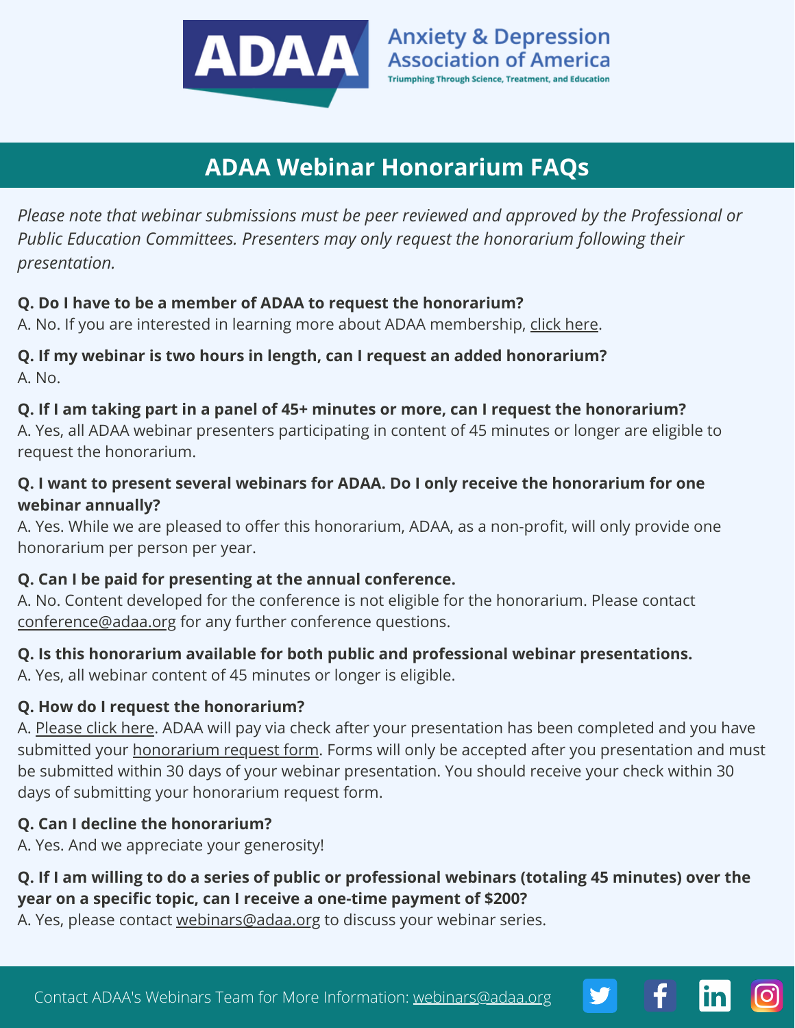**ADAA** Anxiety & Depression Association of America
Triumphing Through Science, Treatment, and Education

# ADAA Webinar Honorarium FAQs

*Please note that webinar submissions must be peer reviewed and approved by the Professional or Public Education Committees. Presenters may only request the honorarium following their presentation.*

**Q. Do I have to be a member of ADAA to request the honorarium?**
A. No. If you are interested in learning more about ADAA membership, click here.

**Q. If my webinar is two hours in length, can I request an added honorarium?**
A. No.

**Q. If I am taking part in a panel of 45+ minutes or more, can I request the honorarium?**
A. Yes, all ADAA webinar presenters participating in content of 45 minutes or longer are eligible to request the honorarium.

**Q. I want to present several webinars for ADAA. Do I only receive the honorarium for one webinar annually?**
A. Yes. While we are pleased to offer this honorarium, ADAA, as a non-profit, will only provide one honorarium per person per year.

**Q. Can I be paid for presenting at the annual conference.**
A. No. Content developed for the conference is not eligible for the honorarium. Please contact conference@adaa.org for any further conference questions.

**Q. Is this honorarium available for both public and professional webinar presentations.**
A. Yes, all webinar content of 45 minutes or longer is eligible.

**Q. How do I request the honorarium?**
A. Please click here. ADAA will pay via check after your presentation has been completed and you have submitted your honorarium request form. Forms will only be accepted after you presentation and must be submitted within 30 days of your webinar presentation. You should receive your check within 30 days of submitting your honorarium request form.

**Q. Can I decline the honorarium?**
A. Yes. And we appreciate your generosity!

**Q. If I am willing to do a series of public or professional webinars (totaling 45 minutes) over the year on a specific topic, can I receive a one-time payment of $200?**
A. Yes, please contact webinars@adaa.org to discuss your webinar series.

Contact ADAA's Webinars Team for More Information: webinars@adaa.org